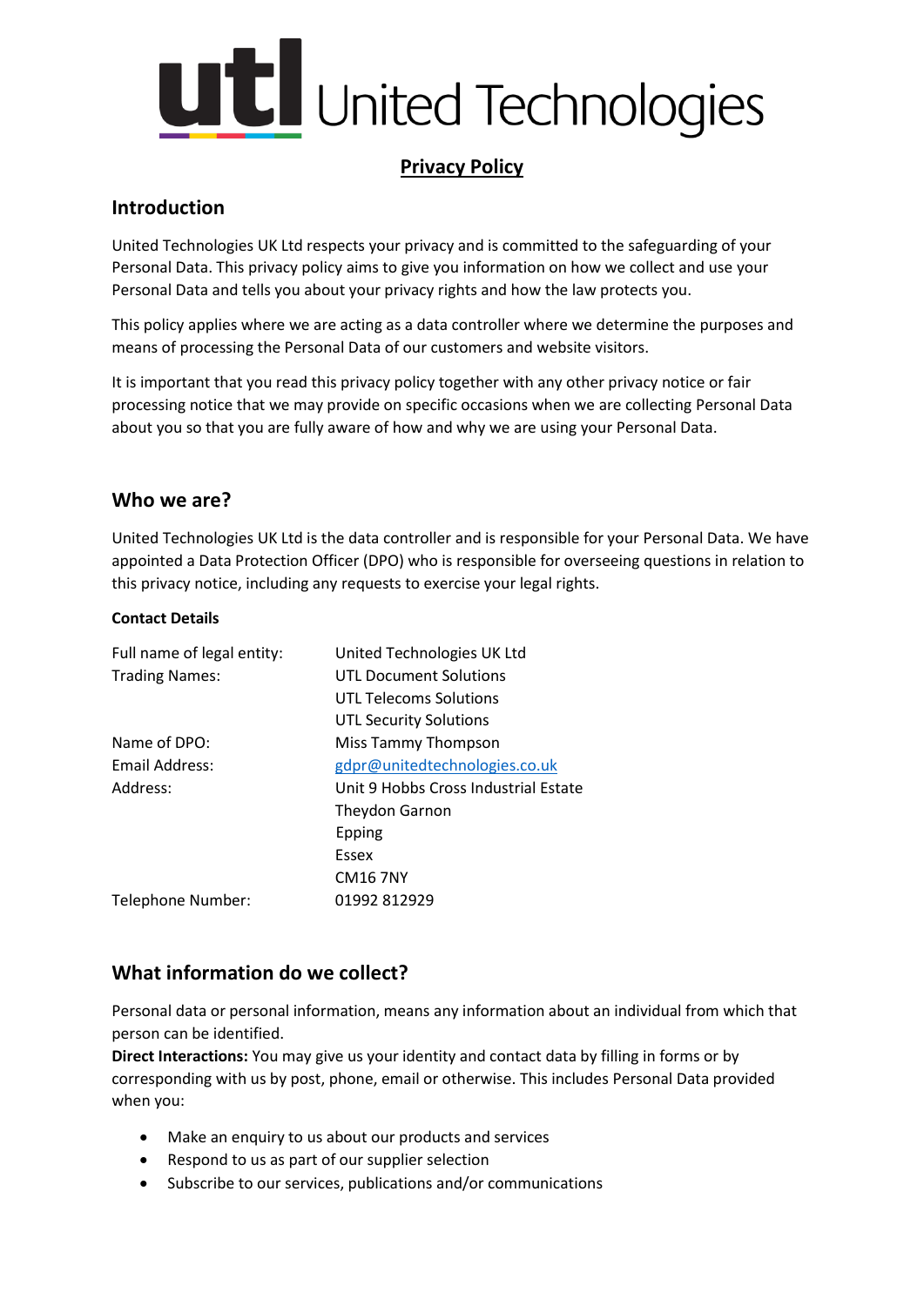# utl United Technologies

## Privacy Policy

## Introduction

United Technologies UK Ltd respects your privacy and is committed to the safeguarding of your Personal Data. This privacy policy aims to give you information on how we collect and use your Personal Data and tells you about your privacy rights and how the law protects you.

This policy applies where we are acting as a data controller where we determine the purposes and means of processing the Personal Data of our customers and website visitors.

It is important that you read this privacy policy together with any other privacy notice or fair processing notice that we may provide on specific occasions when we are collecting Personal Data about you so that you are fully aware of how and why we are using your Personal Data.

## Who we are?

United Technologies UK Ltd is the data controller and is responsible for your Personal Data. We have appointed a Data Protection Officer (DPO) who is responsible for overseeing questions in relation to this privacy notice, including any requests to exercise your legal rights.

**Contact Details**

| | |
|---|---|
| Full name of legal entity: | United Technologies UK Ltd |
| Trading Names: | UTL Document Solutions<br>UTL Telecoms Solutions<br>UTL Security Solutions |
| Name of DPO: | Miss Tammy Thompson |
| Email Address: | gdpr@unitedtechnologies.co.uk |
| Address: | Unit 9 Hobbs Cross Industrial Estate<br>Theydon Garnon<br>Epping<br>Essex<br>CM16 7NY |
| Telephone Number: | 01992 812929 |

## What information do we collect?

Personal data or personal information, means any information about an individual from which that person can be identified.

**Direct Interactions:** You may give us your identity and contact data by filling in forms or by corresponding with us by post, phone, email or otherwise. This includes Personal Data provided when you:

- Make an enquiry to us about our products and services
- Respond to us as part of our supplier selection
- Subscribe to our services, publications and/or communications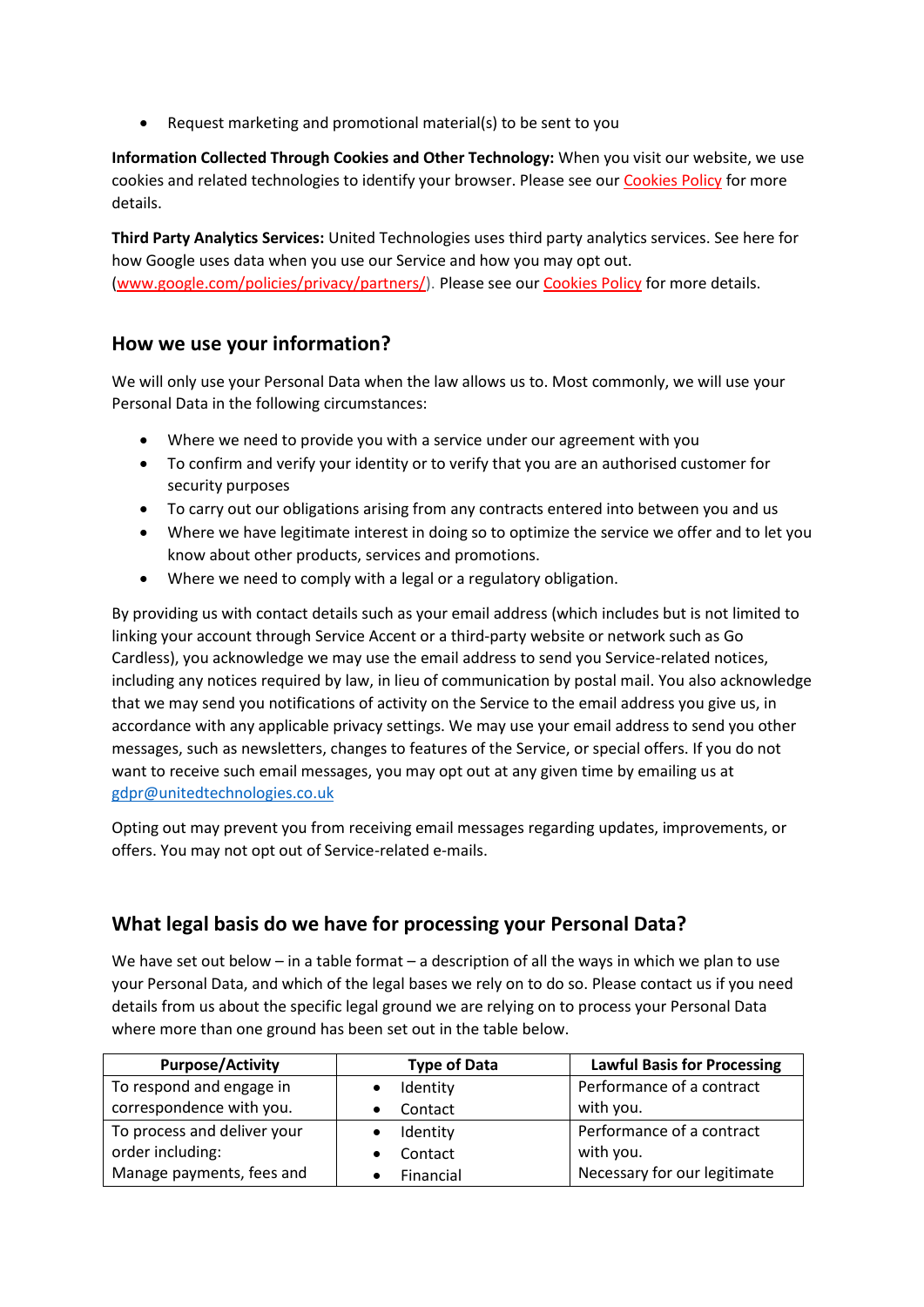- Request marketing and promotional material(s) to be sent to you

**Information Collected Through Cookies and Other Technology:** When you visit our website, we use cookies and related technologies to identify your browser. Please see our Cookies Policy for more details.

**Third Party Analytics Services:** United Technologies uses third party analytics services. See here for how Google uses data when you use our Service and how you may opt out. (www.google.com/policies/privacy/partners/). Please see our Cookies Policy for more details.

## How we use your information?

We will only use your Personal Data when the law allows us to. Most commonly, we will use your Personal Data in the following circumstances:

- Where we need to provide you with a service under our agreement with you
- To confirm and verify your identity or to verify that you are an authorised customer for security purposes
- To carry out our obligations arising from any contracts entered into between you and us
- Where we have legitimate interest in doing so to optimize the service we offer and to let you know about other products, services and promotions.
- Where we need to comply with a legal or a regulatory obligation.

By providing us with contact details such as your email address (which includes but is not limited to linking your account through Service Accent or a third-party website or network such as Go Cardless), you acknowledge we may use the email address to send you Service-related notices, including any notices required by law, in lieu of communication by postal mail. You also acknowledge that we may send you notifications of activity on the Service to the email address you give us, in accordance with any applicable privacy settings. We may use your email address to send you other messages, such as newsletters, changes to features of the Service, or special offers. If you do not want to receive such email messages, you may opt out at any given time by emailing us at gdpr@unitedtechnologies.co.uk

Opting out may prevent you from receiving email messages regarding updates, improvements, or offers. You may not opt out of Service-related e-mails.

## What legal basis do we have for processing your Personal Data?

We have set out below – in a table format – a description of all the ways in which we plan to use your Personal Data, and which of the legal bases we rely on to do so. Please contact us if you need details from us about the specific legal ground we are relying on to process your Personal Data where more than one ground has been set out in the table below.

| Purpose/Activity | Type of Data | Lawful Basis for Processing |
|---|---|---|
| To respond and engage in correspondence with you. | • Identity<br>• Contact | Performance of a contract with you. |
| To process and deliver your order including:<br>Manage payments, fees and | • Identity<br>• Contact<br>• Financial | Performance of a contract with you.<br>Necessary for our legitimate |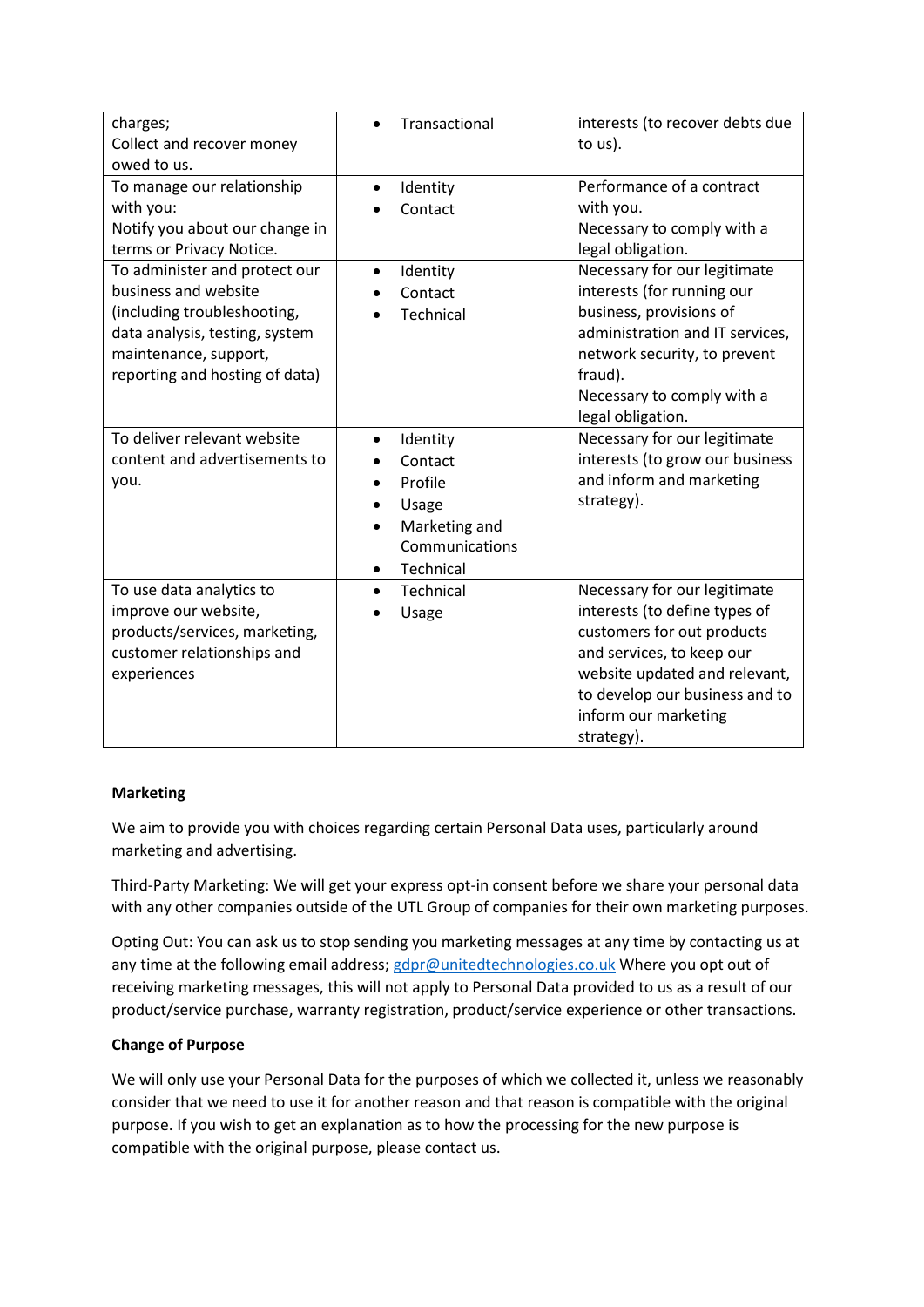| | | |
|---|---|---|
| charges;<br>Collect and recover money owed to us. | • Transactional | interests (to recover debts due to us). |
| To manage our relationship with you:<br>Notify you about our change in terms or Privacy Notice. | • Identity<br>• Contact | Performance of a contract with you.<br>Necessary to comply with a legal obligation. |
| To administer and protect our business and website (including troubleshooting, data analysis, testing, system maintenance, support, reporting and hosting of data) | • Identity<br>• Contact<br>• Technical | Necessary for our legitimate interests (for running our business, provisions of administration and IT services, network security, to prevent fraud).<br>Necessary to comply with a legal obligation. |
| To deliver relevant website content and advertisements to you. | • Identity<br>• Contact<br>• Profile<br>• Usage<br>• Marketing and Communications<br>• Technical | Necessary for our legitimate interests (to grow our business and inform and marketing strategy). |
| To use data analytics to improve our website, products/services, marketing, customer relationships and experiences | • Technical<br>• Usage | Necessary for our legitimate interests (to define types of customers for out products and services, to keep our website updated and relevant, to develop our business and to inform our marketing strategy). |

**Marketing**

We aim to provide you with choices regarding certain Personal Data uses, particularly around marketing and advertising.

Third-Party Marketing: We will get your express opt-in consent before we share your personal data with any other companies outside of the UTL Group of companies for their own marketing purposes.

Opting Out: You can ask us to stop sending you marketing messages at any time by contacting us at any time at the following email address; gdpr@unitedtechnologies.co.uk Where you opt out of receiving marketing messages, this will not apply to Personal Data provided to us as a result of our product/service purchase, warranty registration, product/service experience or other transactions.

**Change of Purpose**

We will only use your Personal Data for the purposes of which we collected it, unless we reasonably consider that we need to use it for another reason and that reason is compatible with the original purpose. If you wish to get an explanation as to how the processing for the new purpose is compatible with the original purpose, please contact us.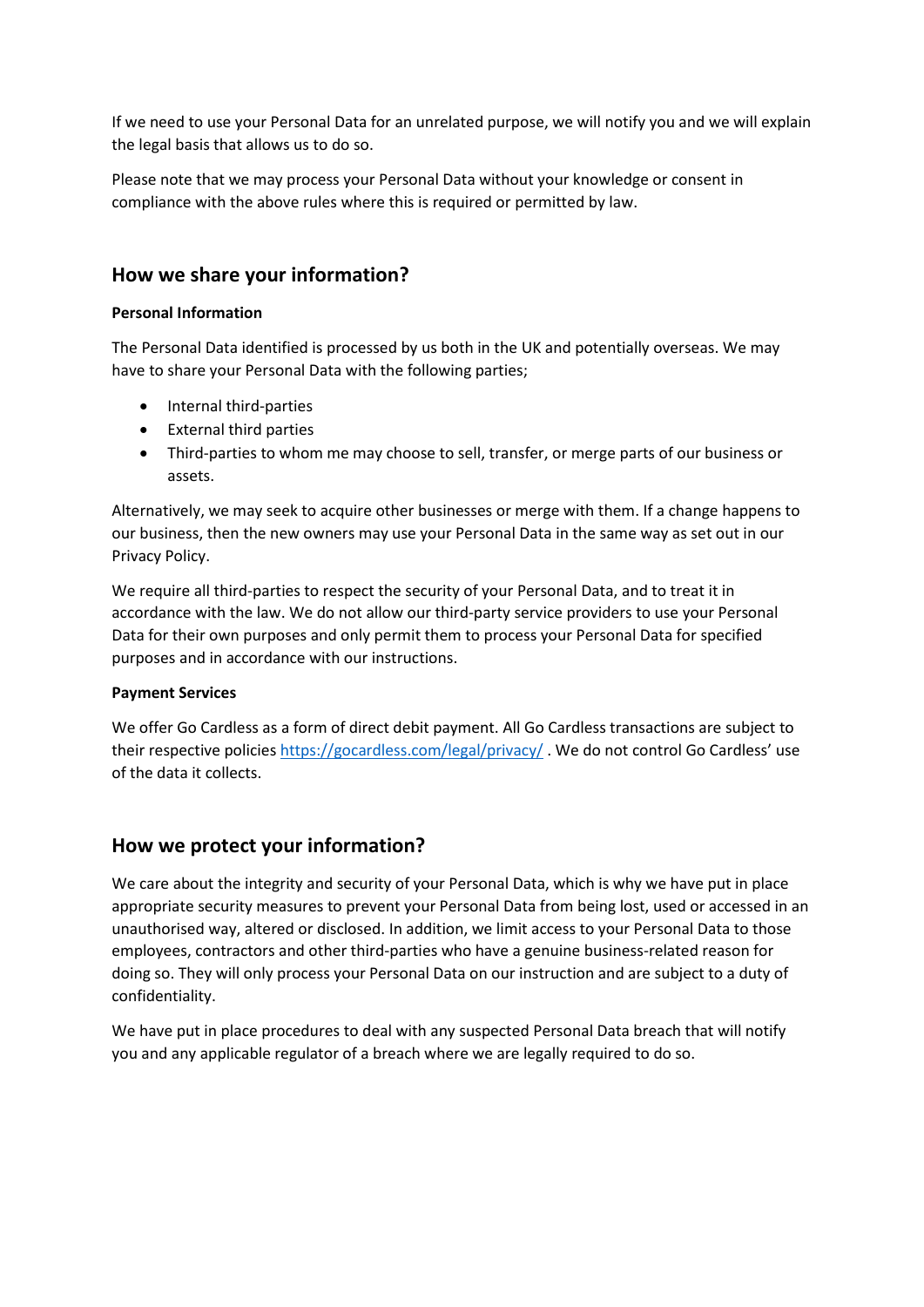If we need to use your Personal Data for an unrelated purpose, we will notify you and we will explain the legal basis that allows us to do so.

Please note that we may process your Personal Data without your knowledge or consent in compliance with the above rules where this is required or permitted by law.

## How we share your information?

**Personal Information**

The Personal Data identified is processed by us both in the UK and potentially overseas. We may have to share your Personal Data with the following parties;

- Internal third-parties
- External third parties
- Third-parties to whom me may choose to sell, transfer, or merge parts of our business or assets.

Alternatively, we may seek to acquire other businesses or merge with them. If a change happens to our business, then the new owners may use your Personal Data in the same way as set out in our Privacy Policy.

We require all third-parties to respect the security of your Personal Data, and to treat it in accordance with the law. We do not allow our third-party service providers to use your Personal Data for their own purposes and only permit them to process your Personal Data for specified purposes and in accordance with our instructions.

**Payment Services**

We offer Go Cardless as a form of direct debit payment. All Go Cardless transactions are subject to their respective policies https://gocardless.com/legal/privacy/ . We do not control Go Cardless' use of the data it collects.

## How we protect your information?

We care about the integrity and security of your Personal Data, which is why we have put in place appropriate security measures to prevent your Personal Data from being lost, used or accessed in an unauthorised way, altered or disclosed. In addition, we limit access to your Personal Data to those employees, contractors and other third-parties who have a genuine business-related reason for doing so. They will only process your Personal Data on our instruction and are subject to a duty of confidentiality.

We have put in place procedures to deal with any suspected Personal Data breach that will notify you and any applicable regulator of a breach where we are legally required to do so.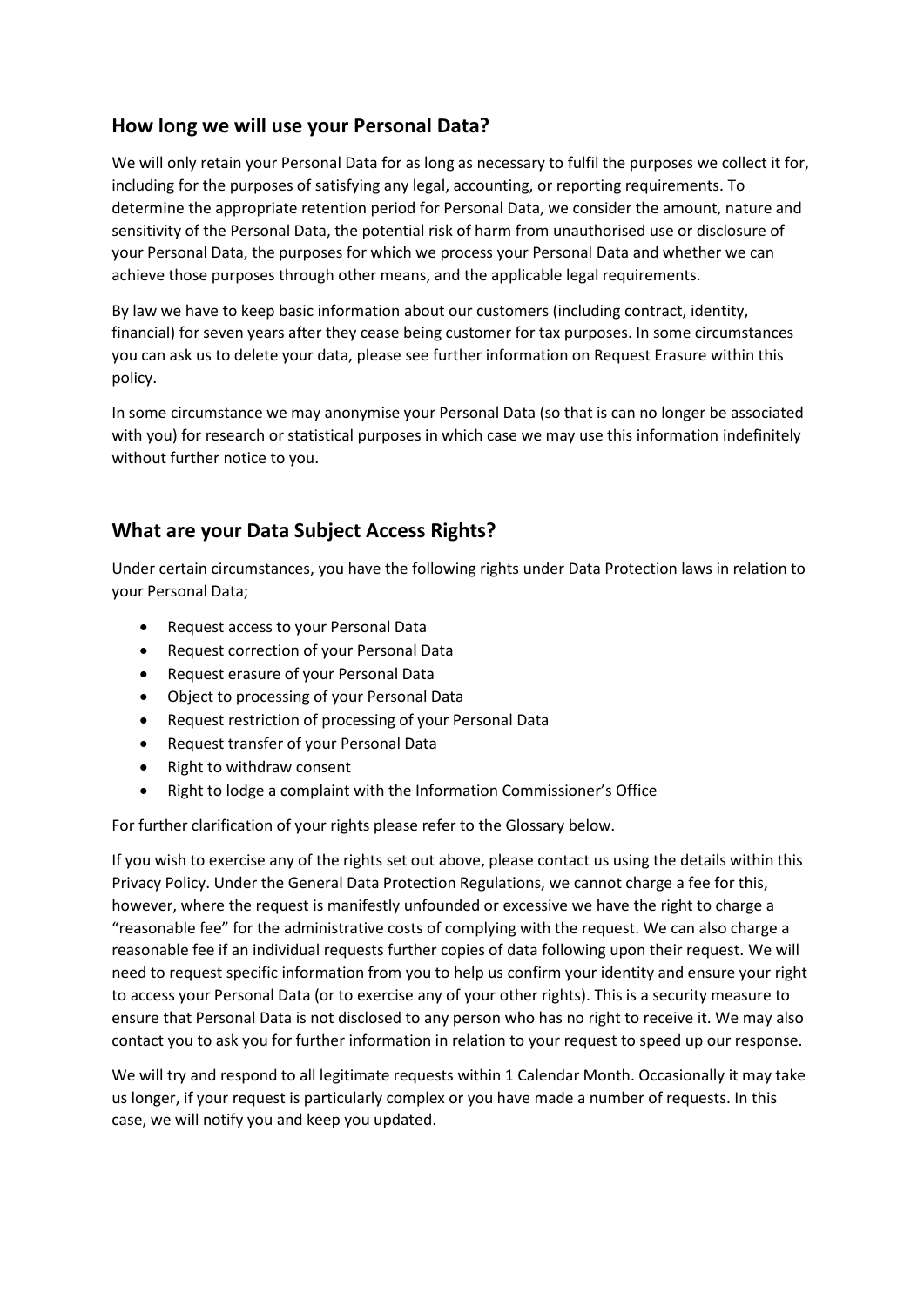## How long we will use your Personal Data?

We will only retain your Personal Data for as long as necessary to fulfil the purposes we collect it for, including for the purposes of satisfying any legal, accounting, or reporting requirements. To determine the appropriate retention period for Personal Data, we consider the amount, nature and sensitivity of the Personal Data, the potential risk of harm from unauthorised use or disclosure of your Personal Data, the purposes for which we process your Personal Data and whether we can achieve those purposes through other means, and the applicable legal requirements.

By law we have to keep basic information about our customers (including contract, identity, financial) for seven years after they cease being customer for tax purposes. In some circumstances you can ask us to delete your data, please see further information on Request Erasure within this policy.

In some circumstance we may anonymise your Personal Data (so that is can no longer be associated with you) for research or statistical purposes in which case we may use this information indefinitely without further notice to you.

## What are your Data Subject Access Rights?

Under certain circumstances, you have the following rights under Data Protection laws in relation to your Personal Data;

- Request access to your Personal Data
- Request correction of your Personal Data
- Request erasure of your Personal Data
- Object to processing of your Personal Data
- Request restriction of processing of your Personal Data
- Request transfer of your Personal Data
- Right to withdraw consent
- Right to lodge a complaint with the Information Commissioner's Office

For further clarification of your rights please refer to the Glossary below.

If you wish to exercise any of the rights set out above, please contact us using the details within this Privacy Policy. Under the General Data Protection Regulations, we cannot charge a fee for this, however, where the request is manifestly unfounded or excessive we have the right to charge a "reasonable fee" for the administrative costs of complying with the request. We can also charge a reasonable fee if an individual requests further copies of data following upon their request. We will need to request specific information from you to help us confirm your identity and ensure your right to access your Personal Data (or to exercise any of your other rights). This is a security measure to ensure that Personal Data is not disclosed to any person who has no right to receive it. We may also contact you to ask you for further information in relation to your request to speed up our response.

We will try and respond to all legitimate requests within 1 Calendar Month. Occasionally it may take us longer, if your request is particularly complex or you have made a number of requests. In this case, we will notify you and keep you updated.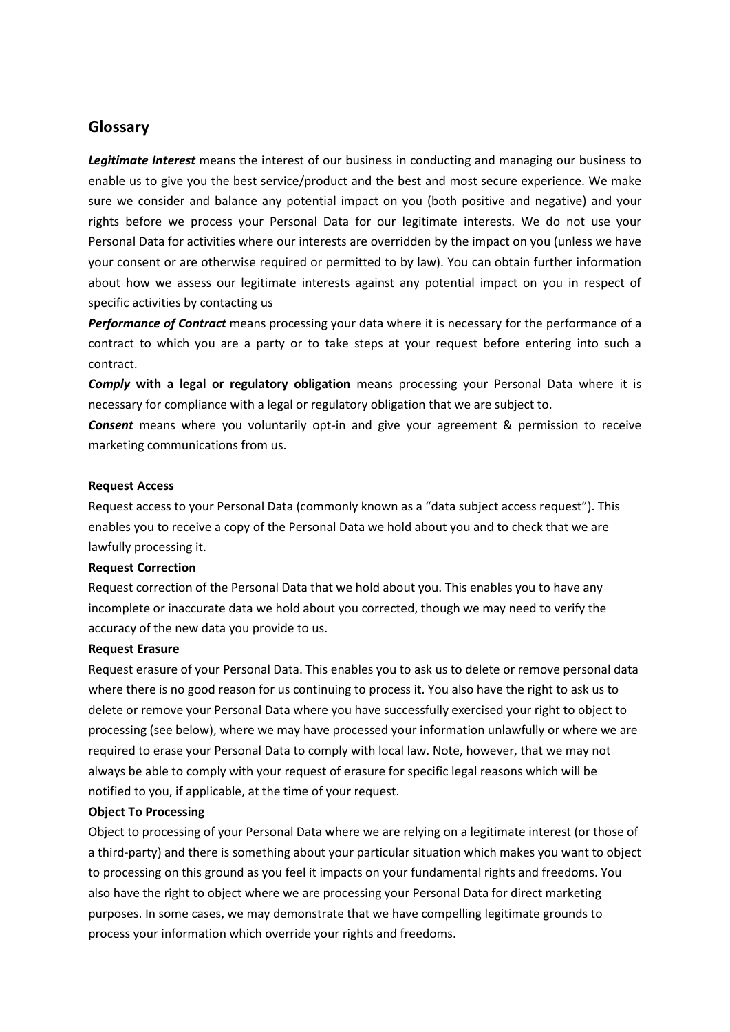## Glossary

***Legitimate Interest*** means the interest of our business in conducting and managing our business to enable us to give you the best service/product and the best and most secure experience. We make sure we consider and balance any potential impact on you (both positive and negative) and your rights before we process your Personal Data for our legitimate interests. We do not use your Personal Data for activities where our interests are overridden by the impact on you (unless we have your consent or are otherwise required or permitted to by law). You can obtain further information about how we assess our legitimate interests against any potential impact on you in respect of specific activities by contacting us

***Performance of Contract*** means processing your data where it is necessary for the performance of a contract to which you are a party or to take steps at your request before entering into such a contract.

***Comply* with a legal or regulatory obligation** means processing your Personal Data where it is necessary for compliance with a legal or regulatory obligation that we are subject to.

***Consent*** means where you voluntarily opt-in and give your agreement & permission to receive marketing communications from us.

**Request Access**

Request access to your Personal Data (commonly known as a "data subject access request"). This enables you to receive a copy of the Personal Data we hold about you and to check that we are lawfully processing it.

**Request Correction**

Request correction of the Personal Data that we hold about you. This enables you to have any incomplete or inaccurate data we hold about you corrected, though we may need to verify the accuracy of the new data you provide to us.

**Request Erasure**

Request erasure of your Personal Data. This enables you to ask us to delete or remove personal data where there is no good reason for us continuing to process it. You also have the right to ask us to delete or remove your Personal Data where you have successfully exercised your right to object to processing (see below), where we may have processed your information unlawfully or where we are required to erase your Personal Data to comply with local law. Note, however, that we may not always be able to comply with your request of erasure for specific legal reasons which will be notified to you, if applicable, at the time of your request.

**Object To Processing**

Object to processing of your Personal Data where we are relying on a legitimate interest (or those of a third-party) and there is something about your particular situation which makes you want to object to processing on this ground as you feel it impacts on your fundamental rights and freedoms. You also have the right to object where we are processing your Personal Data for direct marketing purposes. In some cases, we may demonstrate that we have compelling legitimate grounds to process your information which override your rights and freedoms.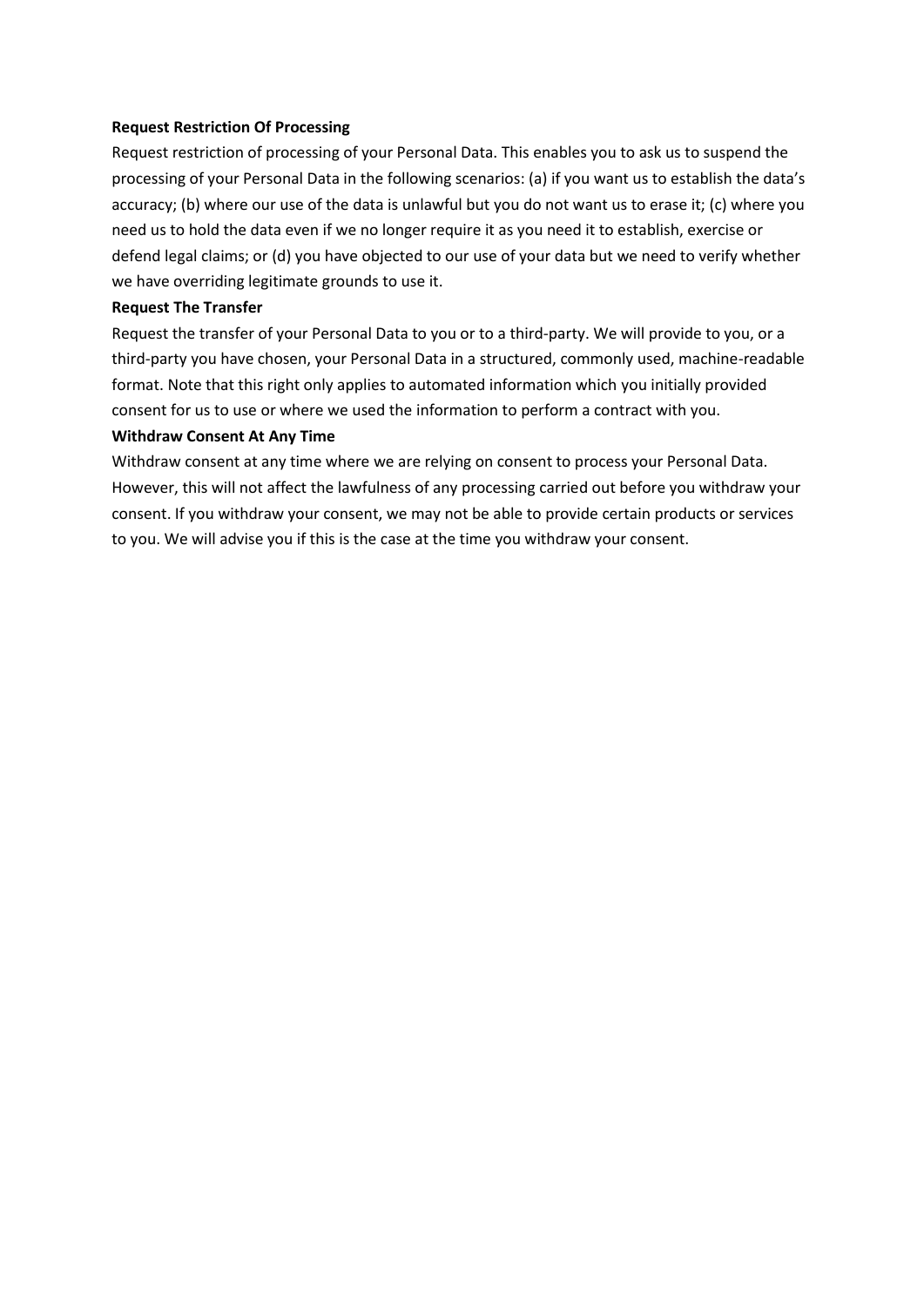**Request Restriction Of Processing**

Request restriction of processing of your Personal Data. This enables you to ask us to suspend the processing of your Personal Data in the following scenarios: (a) if you want us to establish the data's accuracy; (b) where our use of the data is unlawful but you do not want us to erase it; (c) where you need us to hold the data even if we no longer require it as you need it to establish, exercise or defend legal claims; or (d) you have objected to our use of your data but we need to verify whether we have overriding legitimate grounds to use it.

**Request The Transfer**

Request the transfer of your Personal Data to you or to a third-party. We will provide to you, or a third-party you have chosen, your Personal Data in a structured, commonly used, machine-readable format. Note that this right only applies to automated information which you initially provided consent for us to use or where we used the information to perform a contract with you.

**Withdraw Consent At Any Time**

Withdraw consent at any time where we are relying on consent to process your Personal Data. However, this will not affect the lawfulness of any processing carried out before you withdraw your consent. If you withdraw your consent, we may not be able to provide certain products or services to you. We will advise you if this is the case at the time you withdraw your consent.